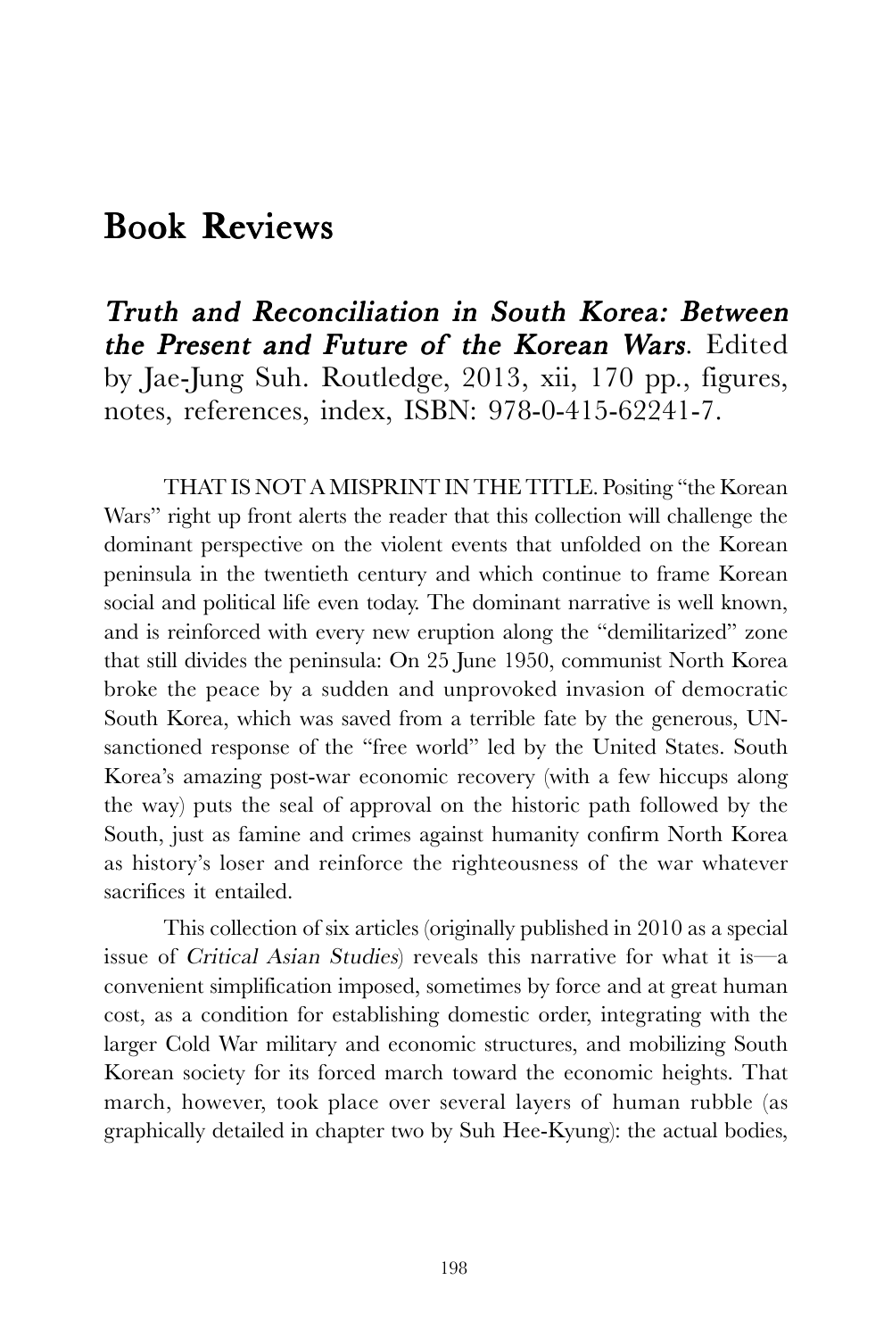# Book Reviews

***Truth and Reconciliation in South Korea: Between the Present and Future of the Korean Wars*****.** Edited by Jae-Jung Suh. Routledge, 2013, xii, 170 pp., figures, notes, references, index, ISBN: 978-0-415-62241-7.

THAT IS NOT A MISPRINT IN THE TITLE. Positing "the Korean Wars" right up front alerts the reader that this collection will challenge the dominant perspective on the violent events that unfolded on the Korean peninsula in the twentieth century and which continue to frame Korean social and political life even today. The dominant narrative is well known, and is reinforced with every new eruption along the "demilitarized" zone that still divides the peninsula: On 25 June 1950, communist North Korea broke the peace by a sudden and unprovoked invasion of democratic South Korea, which was saved from a terrible fate by the generous, UN-sanctioned response of the "free world" led by the United States. South Korea's amazing post-war economic recovery (with a few hiccups along the way) puts the seal of approval on the historic path followed by the South, just as famine and crimes against humanity confirm North Korea as history's loser and reinforce the righteousness of the war whatever sacrifices it entailed.

This collection of six articles (originally published in 2010 as a special issue of *Critical Asian Studies*) reveals this narrative for what it is—a convenient simplification imposed, sometimes by force and at great human cost, as a condition for establishing domestic order, integrating with the larger Cold War military and economic structures, and mobilizing South Korean society for its forced march toward the economic heights. That march, however, took place over several layers of human rubble (as graphically detailed in chapter two by Suh Hee-Kyung): the actual bodies,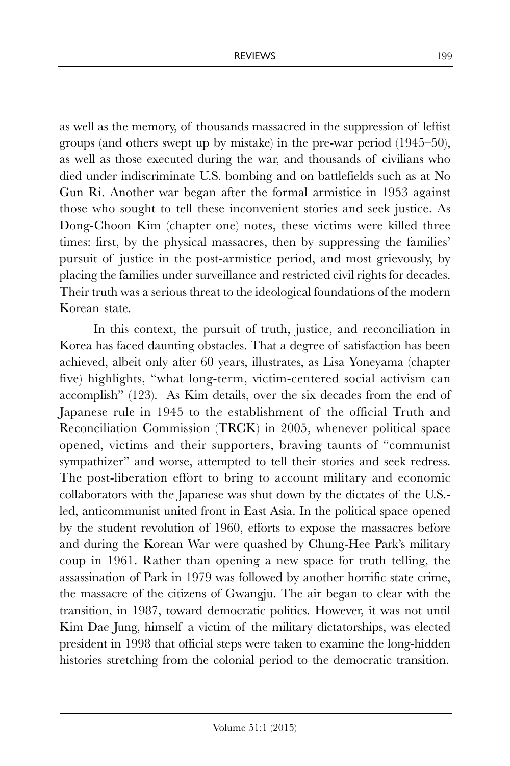as well as the memory, of thousands massacred in the suppression of leftist groups (and others swept up by mistake) in the pre-war period (1945–50), as well as those executed during the war, and thousands of civilians who died under indiscriminate U.S. bombing and on battlefields such as at No Gun Ri. Another war began after the formal armistice in 1953 against those who sought to tell these inconvenient stories and seek justice. As Dong-Choon Kim (chapter one) notes, these victims were killed three times: first, by the physical massacres, then by suppressing the families' pursuit of justice in the post-armistice period, and most grievously, by placing the families under surveillance and restricted civil rights for decades. Their truth was a serious threat to the ideological foundations of the modern Korean state.

In this context, the pursuit of truth, justice, and reconciliation in Korea has faced daunting obstacles. That a degree of satisfaction has been achieved, albeit only after 60 years, illustrates, as Lisa Yoneyama (chapter five) highlights, "what long-term, victim-centered social activism can accomplish" (123). As Kim details, over the six decades from the end of Japanese rule in 1945 to the establishment of the official Truth and Reconciliation Commission (TRCK) in 2005, whenever political space opened, victims and their supporters, braving taunts of "communist sympathizer" and worse, attempted to tell their stories and seek redress. The post-liberation effort to bring to account military and economic collaborators with the Japanese was shut down by the dictates of the U.S.-led, anticommunist united front in East Asia. In the political space opened by the student revolution of 1960, efforts to expose the massacres before and during the Korean War were quashed by Chung-Hee Park's military coup in 1961. Rather than opening a new space for truth telling, the assassination of Park in 1979 was followed by another horrific state crime, the massacre of the citizens of Gwangju. The air began to clear with the transition, in 1987, toward democratic politics. However, it was not until Kim Dae Jung, himself a victim of the military dictatorships, was elected president in 1998 that official steps were taken to examine the long-hidden histories stretching from the colonial period to the democratic transition.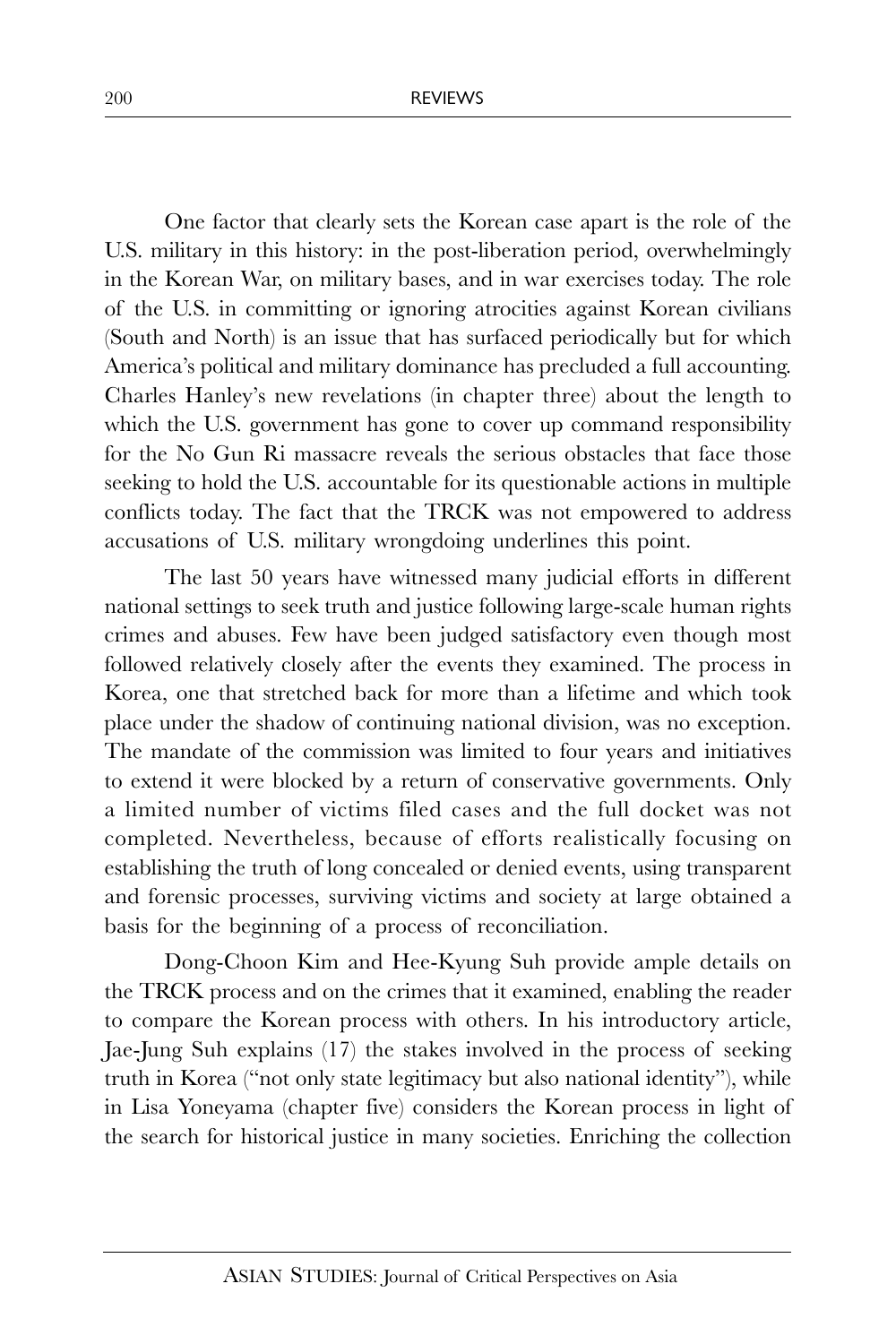One factor that clearly sets the Korean case apart is the role of the U.S. military in this history: in the post-liberation period, overwhelmingly in the Korean War, on military bases, and in war exercises today. The role of the U.S. in committing or ignoring atrocities against Korean civilians (South and North) is an issue that has surfaced periodically but for which America's political and military dominance has precluded a full accounting. Charles Hanley's new revelations (in chapter three) about the length to which the U.S. government has gone to cover up command responsibility for the No Gun Ri massacre reveals the serious obstacles that face those seeking to hold the U.S. accountable for its questionable actions in multiple conflicts today. The fact that the TRCK was not empowered to address accusations of U.S. military wrongdoing underlines this point.

The last 50 years have witnessed many judicial efforts in different national settings to seek truth and justice following large-scale human rights crimes and abuses. Few have been judged satisfactory even though most followed relatively closely after the events they examined. The process in Korea, one that stretched back for more than a lifetime and which took place under the shadow of continuing national division, was no exception. The mandate of the commission was limited to four years and initiatives to extend it were blocked by a return of conservative governments. Only a limited number of victims filed cases and the full docket was not completed. Nevertheless, because of efforts realistically focusing on establishing the truth of long concealed or denied events, using transparent and forensic processes, surviving victims and society at large obtained a basis for the beginning of a process of reconciliation.

Dong-Choon Kim and Hee-Kyung Suh provide ample details on the TRCK process and on the crimes that it examined, enabling the reader to compare the Korean process with others. In his introductory article, Jae-Jung Suh explains (17) the stakes involved in the process of seeking truth in Korea ("not only state legitimacy but also national identity"), while in Lisa Yoneyama (chapter five) considers the Korean process in light of the search for historical justice in many societies. Enriching the collection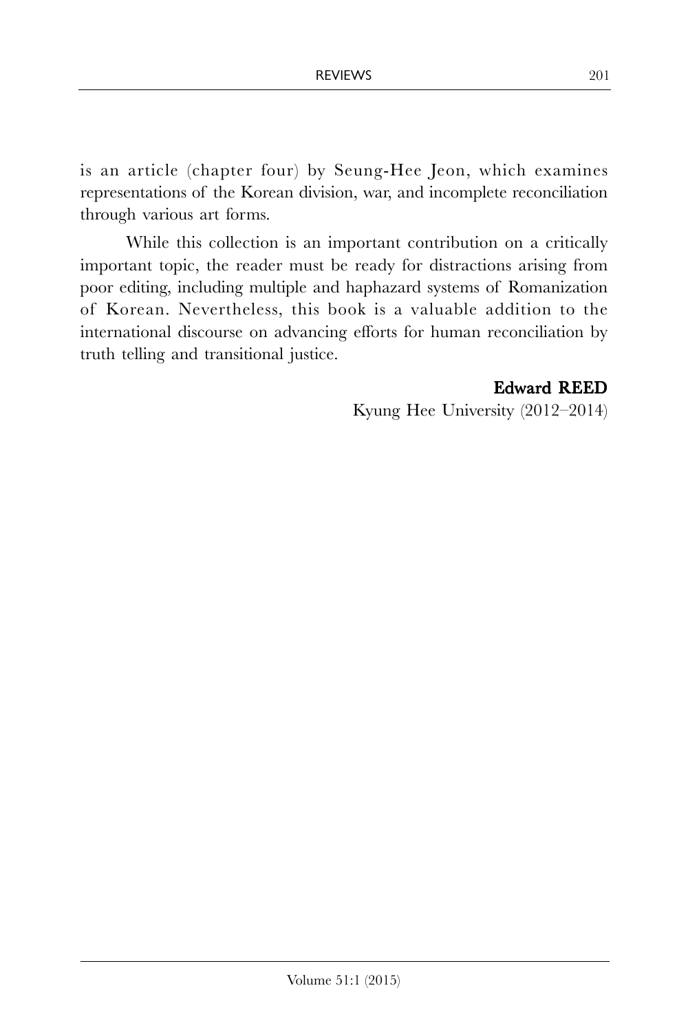is an article (chapter four) by Seung-Hee Jeon, which examines representations of the Korean division, war, and incomplete reconciliation through various art forms.

While this collection is an important contribution on a critically important topic, the reader must be ready for distractions arising from poor editing, including multiple and haphazard systems of Romanization of Korean. Nevertheless, this book is a valuable addition to the international discourse on advancing efforts for human reconciliation by truth telling and transitional justice.

**Edward REED**
Kyung Hee University (2012–2014)